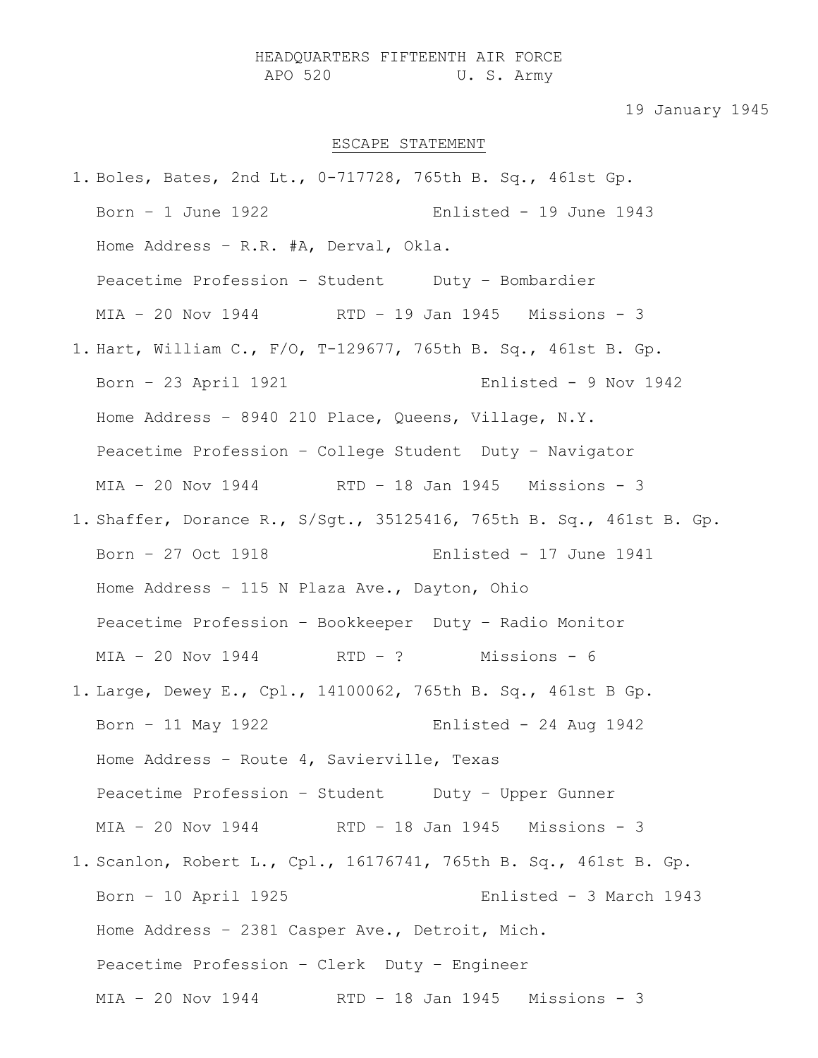HEADQUARTERS FIFTEENTH AIR FORCE
APO 520 U. S. Army

19 January 1945

ESCAPE STATEMENT

1. Boles, Bates, 2nd Lt., 0-717728, 765th B. Sq., 461st Gp.

   Born – 1 June 1922 Enlisted - 19 June 1943

   Home Address – R.R. #A, Derval, Okla.

   Peacetime Profession – Student Duty – Bombardier

   MIA – 20 Nov 1944 RTD – 19 Jan 1945 Missions - 3

1. Hart, William C., F/O, T-129677, 765th B. Sq., 461st B. Gp.

   Born – 23 April 1921 Enlisted - 9 Nov 1942

   Home Address – 8940 210 Place, Queens, Village, N.Y.

   Peacetime Profession – College Student Duty – Navigator

   MIA – 20 Nov 1944 RTD – 18 Jan 1945 Missions - 3

1. Shaffer, Dorance R., S/Sgt., 35125416, 765th B. Sq., 461st B. Gp.

   Born – 27 Oct 1918 Enlisted - 17 June 1941

   Home Address – 115 N Plaza Ave., Dayton, Ohio

   Peacetime Profession – Bookkeeper Duty – Radio Monitor

   MIA – 20 Nov 1944 RTD – ? Missions - 6

1. Large, Dewey E., Cpl., 14100062, 765th B. Sq., 461st B Gp.

   Born – 11 May 1922 Enlisted - 24 Aug 1942

   Home Address – Route 4, Savierville, Texas

   Peacetime Profession – Student Duty – Upper Gunner

   MIA – 20 Nov 1944 RTD – 18 Jan 1945 Missions - 3

1. Scanlon, Robert L., Cpl., 16176741, 765th B. Sq., 461st B. Gp.

   Born – 10 April 1925 Enlisted - 3 March 1943

   Home Address – 2381 Casper Ave., Detroit, Mich.

   Peacetime Profession – Clerk Duty – Engineer

   MIA – 20 Nov 1944 RTD – 18 Jan 1945 Missions - 3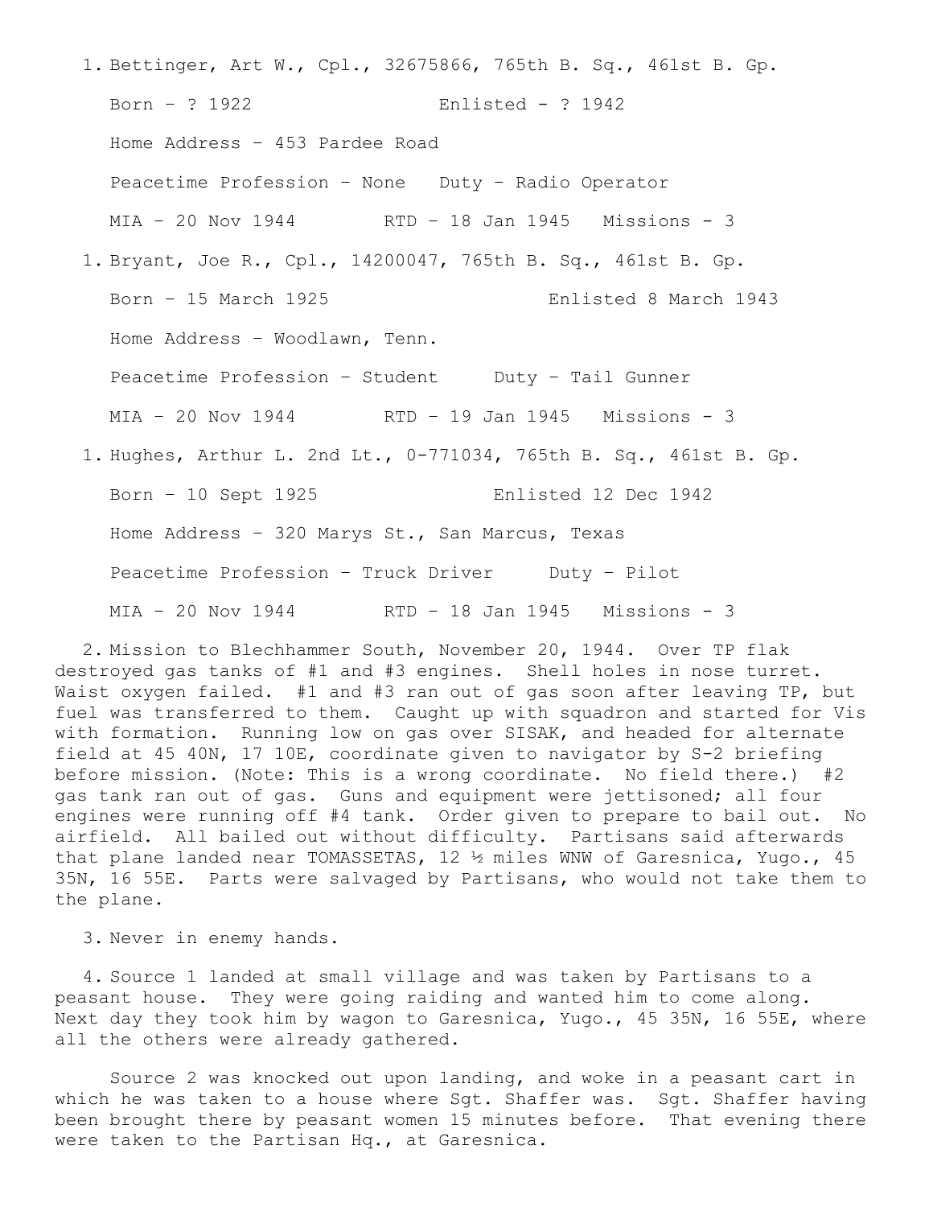1. Bettinger, Art W., Cpl., 32675866, 765th B. Sq., 461st B. Gp.

   Born – ? 1922 Enlisted - ? 1942

   Home Address – 453 Pardee Road

   Peacetime Profession – None Duty – Radio Operator

   MIA – 20 Nov 1944 RTD – 18 Jan 1945 Missions - 3

1. Bryant, Joe R., Cpl., 14200047, 765th B. Sq., 461st B. Gp.

   Born – 15 March 1925 Enlisted 8 March 1943

   Home Address – Woodlawn, Tenn.

   Peacetime Profession – Student Duty – Tail Gunner

   MIA – 20 Nov 1944 RTD – 19 Jan 1945 Missions - 3

1. Hughes, Arthur L. 2nd Lt., 0-771034, 765th B. Sq., 461st B. Gp.

   Born – 10 Sept 1925 Enlisted 12 Dec 1942

   Home Address – 320 Marys St., San Marcus, Texas

   Peacetime Profession – Truck Driver Duty – Pilot

   MIA – 20 Nov 1944 RTD – 18 Jan 1945 Missions - 3

2. Mission to Blechhammer South, November 20, 1944. Over TP flak destroyed gas tanks of #1 and #3 engines. Shell holes in nose turret. Waist oxygen failed. #1 and #3 ran out of gas soon after leaving TP, but fuel was transferred to them. Caught up with squadron and started for Vis with formation. Running low on gas over SISAK, and headed for alternate field at 45 40N, 17 10E, coordinate given to navigator by S-2 briefing before mission. (Note: This is a wrong coordinate. No field there.) #2 gas tank ran out of gas. Guns and equipment were jettisoned; all four engines were running off #4 tank. Order given to prepare to bail out. No airfield. All bailed out without difficulty. Partisans said afterwards that plane landed near TOMASSETAS, 12 ½ miles WNW of Garesnica, Yugo., 45 35N, 16 55E. Parts were salvaged by Partisans, who would not take them to the plane.

3. Never in enemy hands.

4. Source 1 landed at small village and was taken by Partisans to a peasant house. They were going raiding and wanted him to come along. Next day they took him by wagon to Garesnica, Yugo., 45 35N, 16 55E, where all the others were already gathered.

   Source 2 was knocked out upon landing, and woke in a peasant cart in which he was taken to a house where Sgt. Shaffer was. Sgt. Shaffer having been brought there by peasant women 15 minutes before. That evening there were taken to the Partisan Hq., at Garesnica.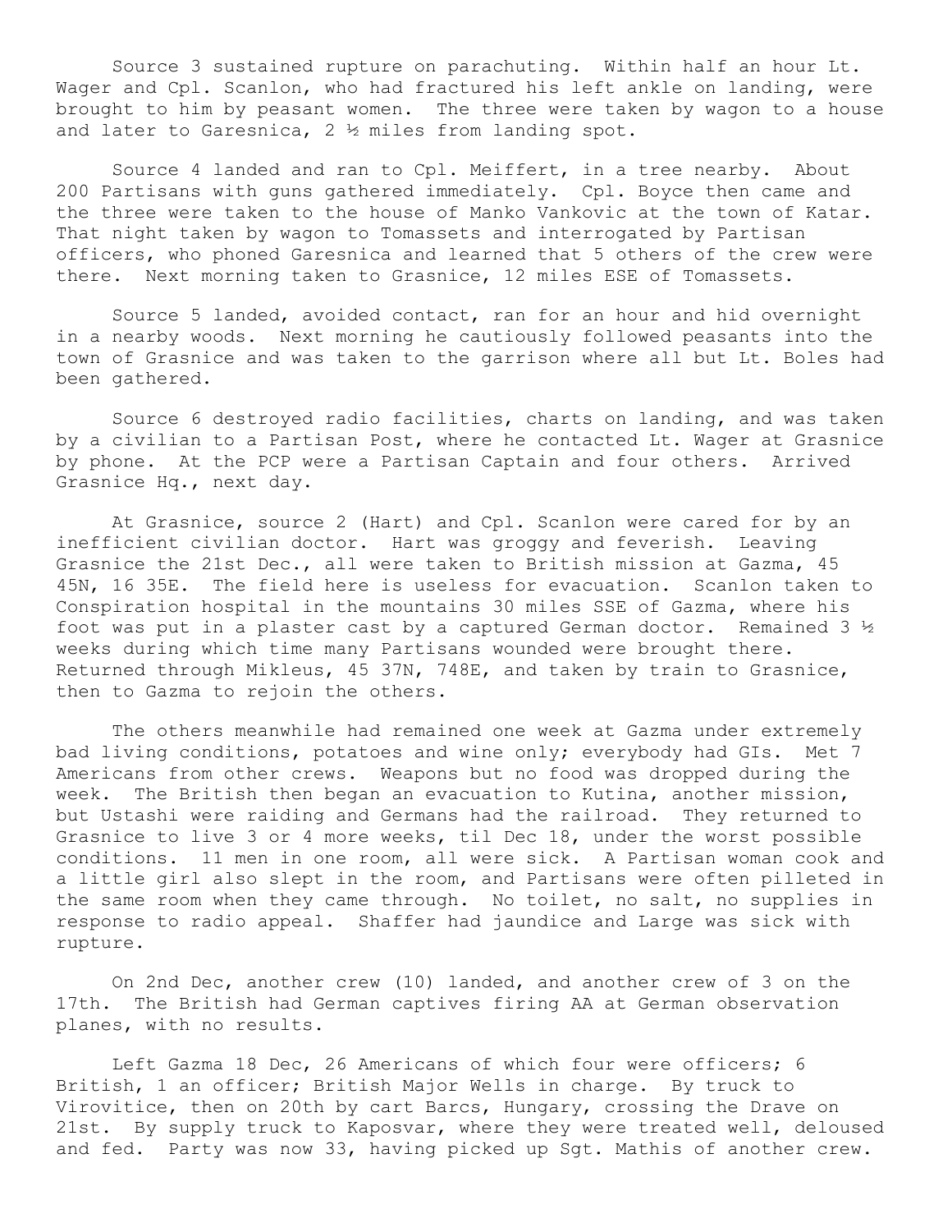Source 3 sustained rupture on parachuting. Within half an hour Lt. Wager and Cpl. Scanlon, who had fractured his left ankle on landing, were brought to him by peasant women. The three were taken by wagon to a house and later to Garesnica, 2 ½ miles from landing spot.

Source 4 landed and ran to Cpl. Meiffert, in a tree nearby. About 200 Partisans with guns gathered immediately. Cpl. Boyce then came and the three were taken to the house of Manko Vankovic at the town of Katar. That night taken by wagon to Tomassets and interrogated by Partisan officers, who phoned Garesnica and learned that 5 others of the crew were there. Next morning taken to Grasnice, 12 miles ESE of Tomassets.

Source 5 landed, avoided contact, ran for an hour and hid overnight in a nearby woods. Next morning he cautiously followed peasants into the town of Grasnice and was taken to the garrison where all but Lt. Boles had been gathered.

Source 6 destroyed radio facilities, charts on landing, and was taken by a civilian to a Partisan Post, where he contacted Lt. Wager at Grasnice by phone. At the PCP were a Partisan Captain and four others. Arrived Grasnice Hq., next day.

At Grasnice, source 2 (Hart) and Cpl. Scanlon were cared for by an inefficient civilian doctor. Hart was groggy and feverish. Leaving Grasnice the 21st Dec., all were taken to British mission at Gazma, 45 45N, 16 35E. The field here is useless for evacuation. Scanlon taken to Conspiration hospital in the mountains 30 miles SSE of Gazma, where his foot was put in a plaster cast by a captured German doctor. Remained 3 ½ weeks during which time many Partisans wounded were brought there. Returned through Mikleus, 45 37N, 748E, and taken by train to Grasnice, then to Gazma to rejoin the others.

The others meanwhile had remained one week at Gazma under extremely bad living conditions, potatoes and wine only; everybody had GIs. Met 7 Americans from other crews. Weapons but no food was dropped during the week. The British then began an evacuation to Kutina, another mission, but Ustashi were raiding and Germans had the railroad. They returned to Grasnice to live 3 or 4 more weeks, til Dec 18, under the worst possible conditions. 11 men in one room, all were sick. A Partisan woman cook and a little girl also slept in the room, and Partisans were often pilleted in the same room when they came through. No toilet, no salt, no supplies in response to radio appeal. Shaffer had jaundice and Large was sick with rupture.

On 2nd Dec, another crew (10) landed, and another crew of 3 on the 17th. The British had German captives firing AA at German observation planes, with no results.

Left Gazma 18 Dec, 26 Americans of which four were officers; 6 British, 1 an officer; British Major Wells in charge. By truck to Virovitice, then on 20th by cart Barcs, Hungary, crossing the Drave on 21st. By supply truck to Kaposvar, where they were treated well, deloused and fed. Party was now 33, having picked up Sgt. Mathis of another crew.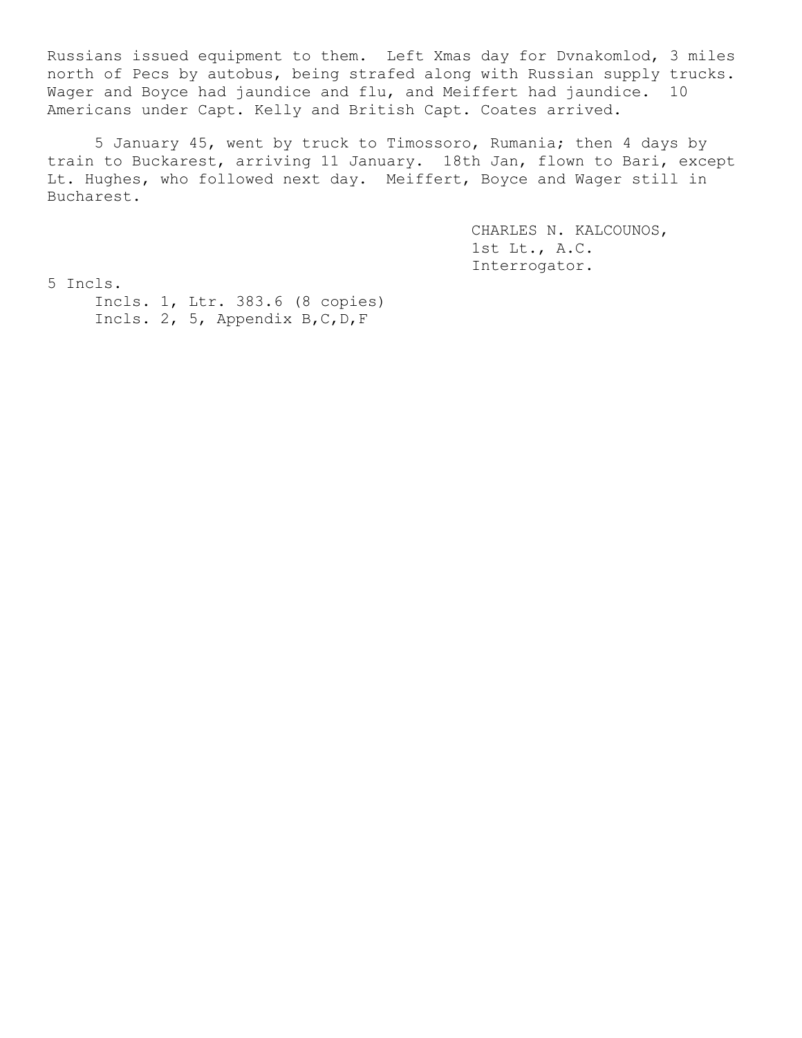Russians issued equipment to them. Left Xmas day for Dvnakomlod, 3 miles north of Pecs by autobus, being strafed along with Russian supply trucks. Wager and Boyce had jaundice and flu, and Meiffert had jaundice. 10 Americans under Capt. Kelly and British Capt. Coates arrived.

5 January 45, went by truck to Timossoro, Rumania; then 4 days by train to Buckarest, arriving 11 January. 18th Jan, flown to Bari, except Lt. Hughes, who followed next day. Meiffert, Boyce and Wager still in Bucharest.

CHARLES N. KALCOUNOS,
1st Lt., A.C.
Interrogator.

5 Incls.
Incls. 1, Ltr. 383.6 (8 copies)
Incls. 2, 5, Appendix B,C,D,F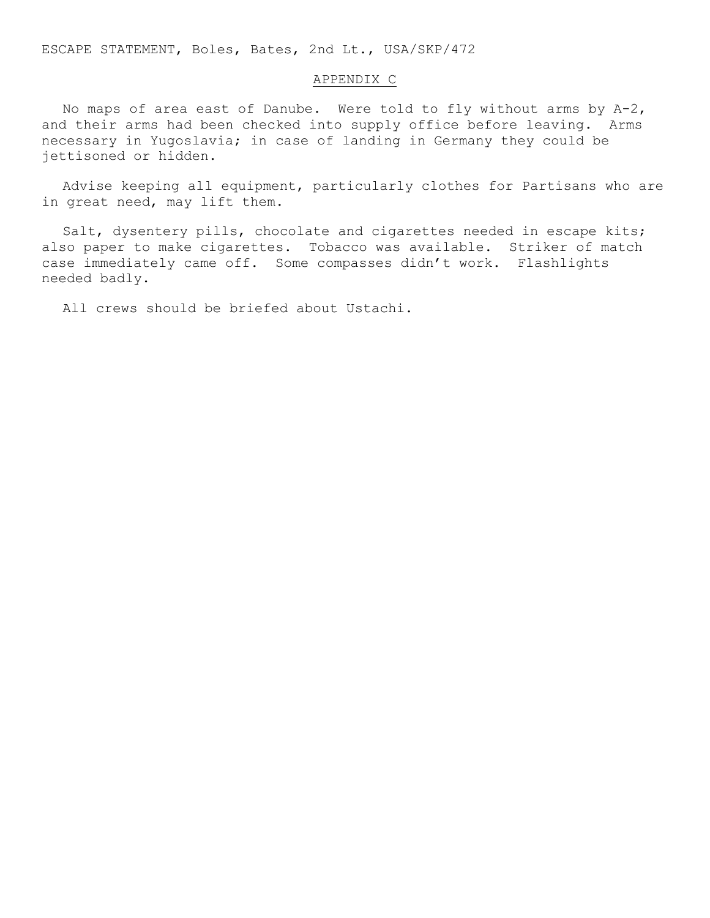ESCAPE STATEMENT, Boles, Bates, 2nd Lt., USA/SKP/472

## APPENDIX C

No maps of area east of Danube. Were told to fly without arms by A-2, and their arms had been checked into supply office before leaving. Arms necessary in Yugoslavia; in case of landing in Germany they could be jettisoned or hidden.

Advise keeping all equipment, particularly clothes for Partisans who are in great need, may lift them.

Salt, dysentery pills, chocolate and cigarettes needed in escape kits; also paper to make cigarettes. Tobacco was available. Striker of match case immediately came off. Some compasses didn't work. Flashlights needed badly.

All crews should be briefed about Ustachi.